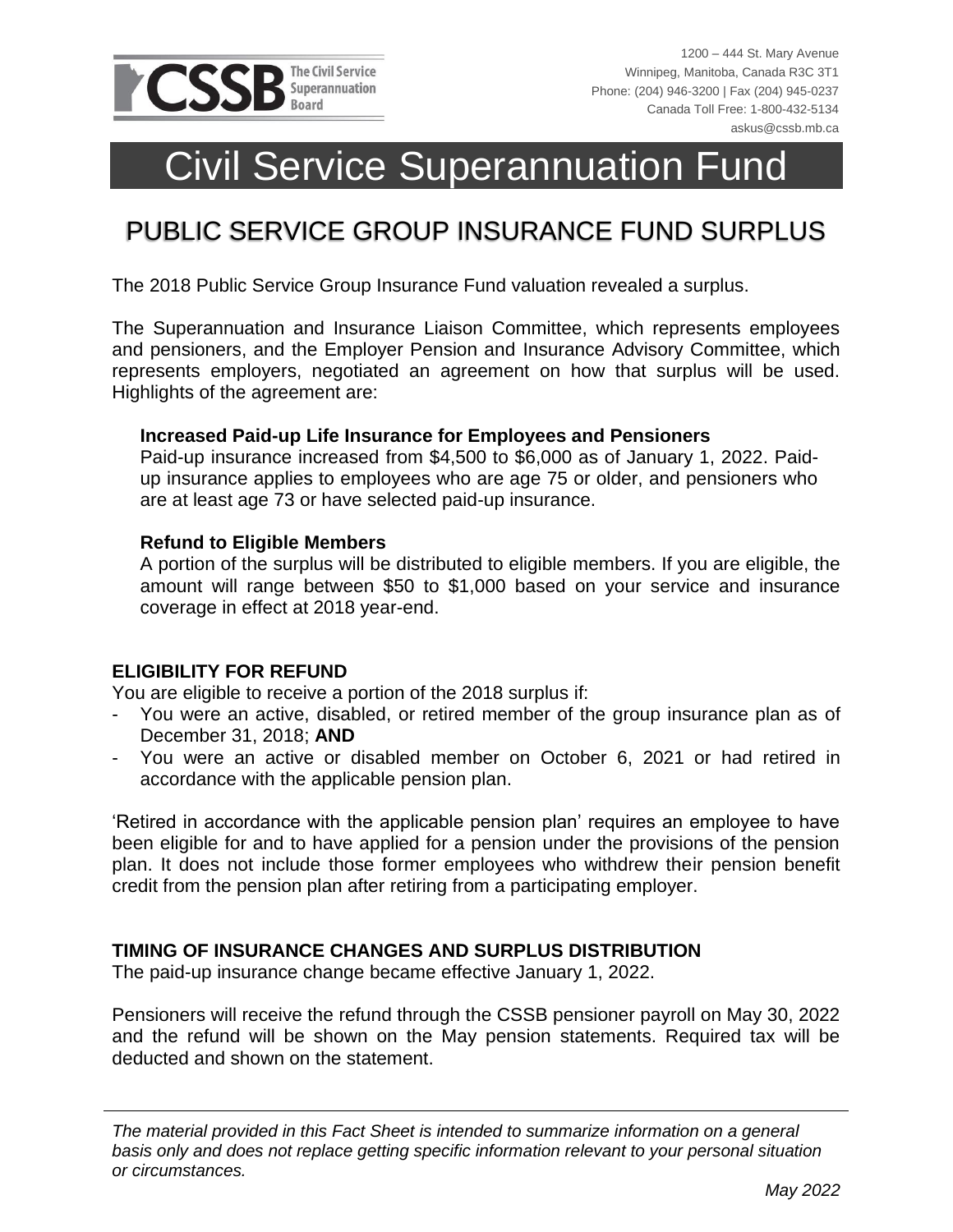CSSB The Civil Service Superannuation Board

1200 – 444 St. Mary Avenue
Winnipeg, Manitoba, Canada R3C 3T1
Phone: (204) 946-3200 | Fax (204) 945-0237
Canada Toll Free: 1-800-432-5134
askus@cssb.mb.ca

# Civil Service Superannuation Fund

## PUBLIC SERVICE GROUP INSURANCE FUND SURPLUS

The 2018 Public Service Group Insurance Fund valuation revealed a surplus.

The Superannuation and Insurance Liaison Committee, which represents employees and pensioners, and the Employer Pension and Insurance Advisory Committee, which represents employers, negotiated an agreement on how that surplus will be used. Highlights of the agreement are:

**Increased Paid-up Life Insurance for Employees and Pensioners**
Paid-up insurance increased from $4,500 to $6,000 as of January 1, 2022. Paid-up insurance applies to employees who are age 75 or older, and pensioners who are at least age 73 or have selected paid-up insurance.

**Refund to Eligible Members**
A portion of the surplus will be distributed to eligible members. If you are eligible, the amount will range between $50 to $1,000 based on your service and insurance coverage in effect at 2018 year-end.

### ELIGIBILITY FOR REFUND

You are eligible to receive a portion of the 2018 surplus if:

- You were an active, disabled, or retired member of the group insurance plan as of December 31, 2018; **AND**
- You were an active or disabled member on October 6, 2021 or had retired in accordance with the applicable pension plan.

'Retired in accordance with the applicable pension plan' requires an employee to have been eligible for and to have applied for a pension under the provisions of the pension plan. It does not include those former employees who withdrew their pension benefit credit from the pension plan after retiring from a participating employer.

### TIMING OF INSURANCE CHANGES AND SURPLUS DISTRIBUTION

The paid-up insurance change became effective January 1, 2022.

Pensioners will receive the refund through the CSSB pensioner payroll on May 30, 2022 and the refund will be shown on the May pension statements. Required tax will be deducted and shown on the statement.

*The material provided in this Fact Sheet is intended to summarize information on a general basis only and does not replace getting specific information relevant to your personal situation or circumstances.*

*May 2022*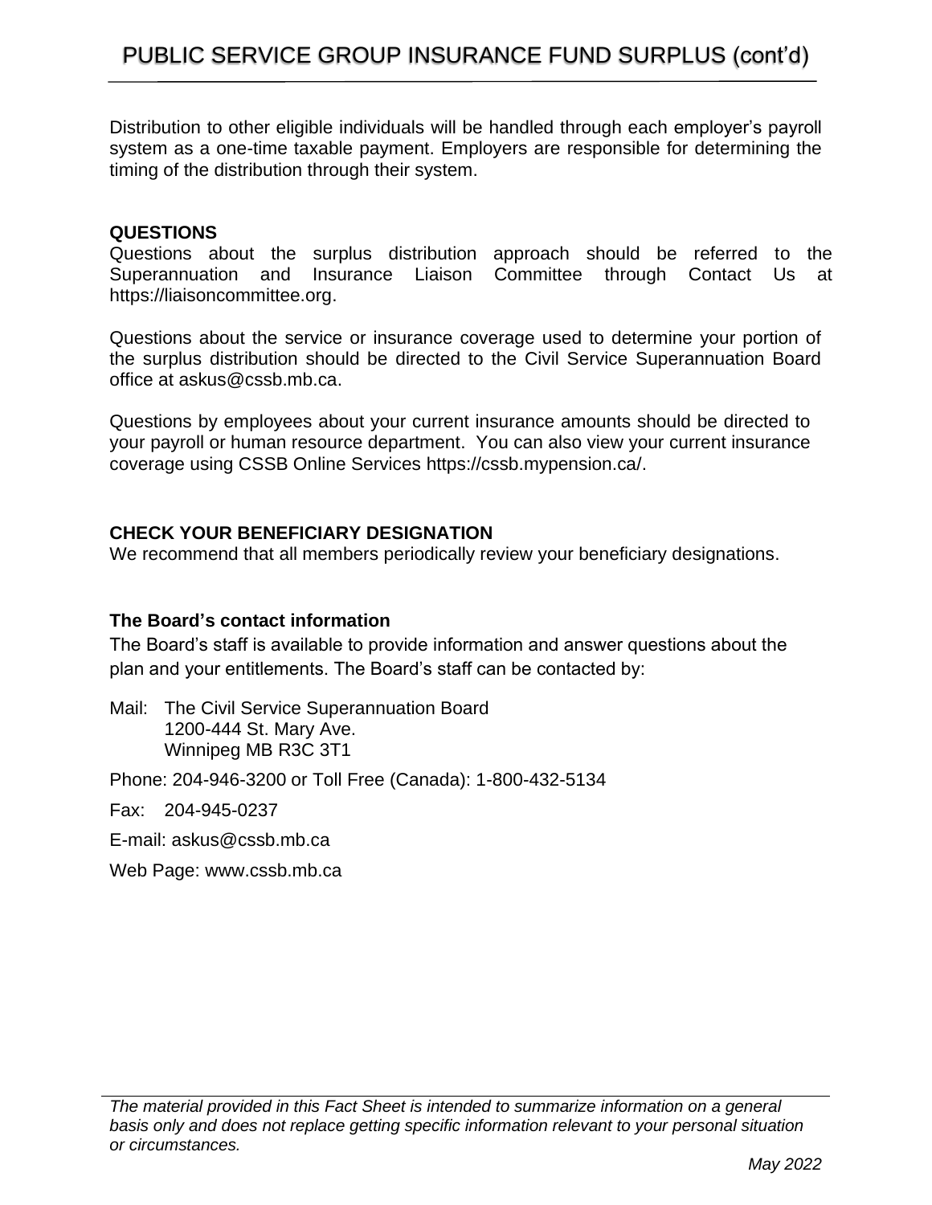# PUBLIC SERVICE GROUP INSURANCE FUND SURPLUS (cont'd)

Distribution to other eligible individuals will be handled through each employer's payroll system as a one-time taxable payment. Employers are responsible for determining the timing of the distribution through their system.

**QUESTIONS**

Questions about the surplus distribution approach should be referred to the Superannuation and Insurance Liaison Committee through Contact Us at https://liaisoncommittee.org.

Questions about the service or insurance coverage used to determine your portion of the surplus distribution should be directed to the Civil Service Superannuation Board office at askus@cssb.mb.ca.

Questions by employees about your current insurance amounts should be directed to your payroll or human resource department. You can also view your current insurance coverage using CSSB Online Services https://cssb.mypension.ca/.

**CHECK YOUR BENEFICIARY DESIGNATION**

We recommend that all members periodically review your beneficiary designations.

**The Board's contact information**

The Board's staff is available to provide information and answer questions about the plan and your entitlements. The Board's staff can be contacted by:

Mail: The Civil Service Superannuation Board
1200-444 St. Mary Ave.
Winnipeg MB R3C 3T1

Phone: 204-946-3200 or Toll Free (Canada): 1-800-432-5134

Fax: 204-945-0237

E-mail: askus@cssb.mb.ca

Web Page: www.cssb.mb.ca

*The material provided in this Fact Sheet is intended to summarize information on a general basis only and does not replace getting specific information relevant to your personal situation or circumstances.*

*May 2022*